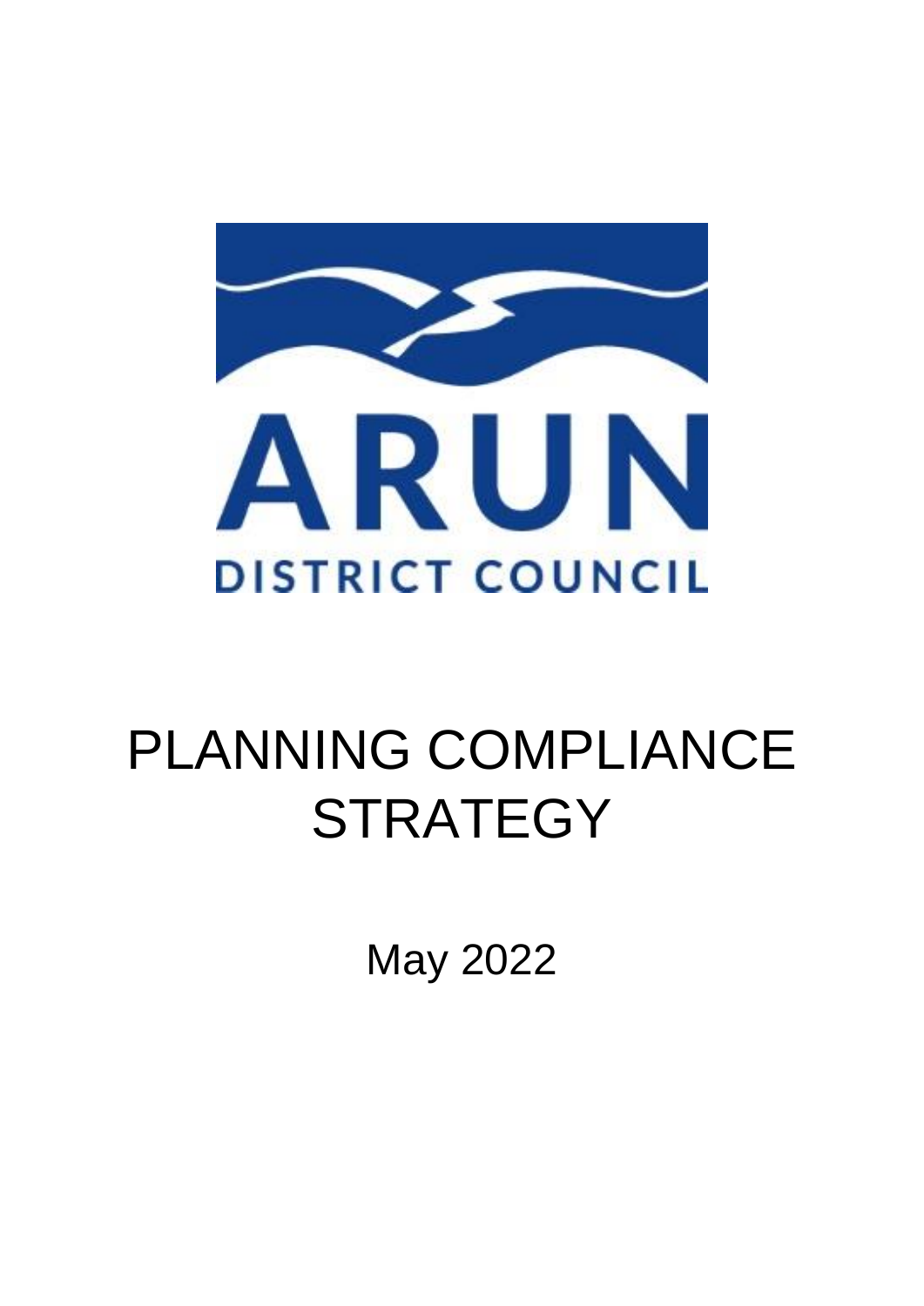ARUN

DISTRICT COUNCIL

# PLANNING COMPLIANCE STRATEGY

May 2022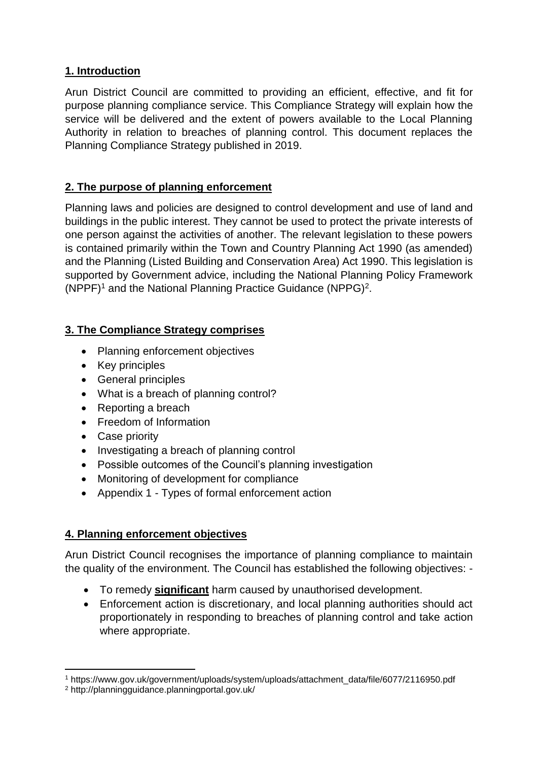## 1. Introduction

Arun District Council are committed to providing an efficient, effective, and fit for purpose planning compliance service. This Compliance Strategy will explain how the service will be delivered and the extent of powers available to the Local Planning Authority in relation to breaches of planning control. This document replaces the Planning Compliance Strategy published in 2019.

## 2. The purpose of planning enforcement

Planning laws and policies are designed to control development and use of land and buildings in the public interest. They cannot be used to protect the private interests of one person against the activities of another. The relevant legislation to these powers is contained primarily within the Town and Country Planning Act 1990 (as amended) and the Planning (Listed Building and Conservation Area) Act 1990. This legislation is supported by Government advice, including the National Planning Policy Framework (NPPF)[1] and the National Planning Practice Guidance (NPPG)[2].

## 3. The Compliance Strategy comprises

- Planning enforcement objectives
- Key principles
- General principles
- What is a breach of planning control?
- Reporting a breach
- Freedom of Information
- Case priority
- Investigating a breach of planning control
- Possible outcomes of the Council's planning investigation
- Monitoring of development for compliance
- Appendix 1 - Types of formal enforcement action

## 4. Planning enforcement objectives

Arun District Council recognises the importance of planning compliance to maintain the quality of the environment. The Council has established the following objectives: -

- To remedy **significant** harm caused by unauthorised development.
- Enforcement action is discretionary, and local planning authorities should act proportionately in responding to breaches of planning control and take action where appropriate.

---

[1] https://www.gov.uk/government/uploads/system/uploads/attachment_data/file/6077/2116950.pdf

[2] http://planningguidance.planningportal.gov.uk/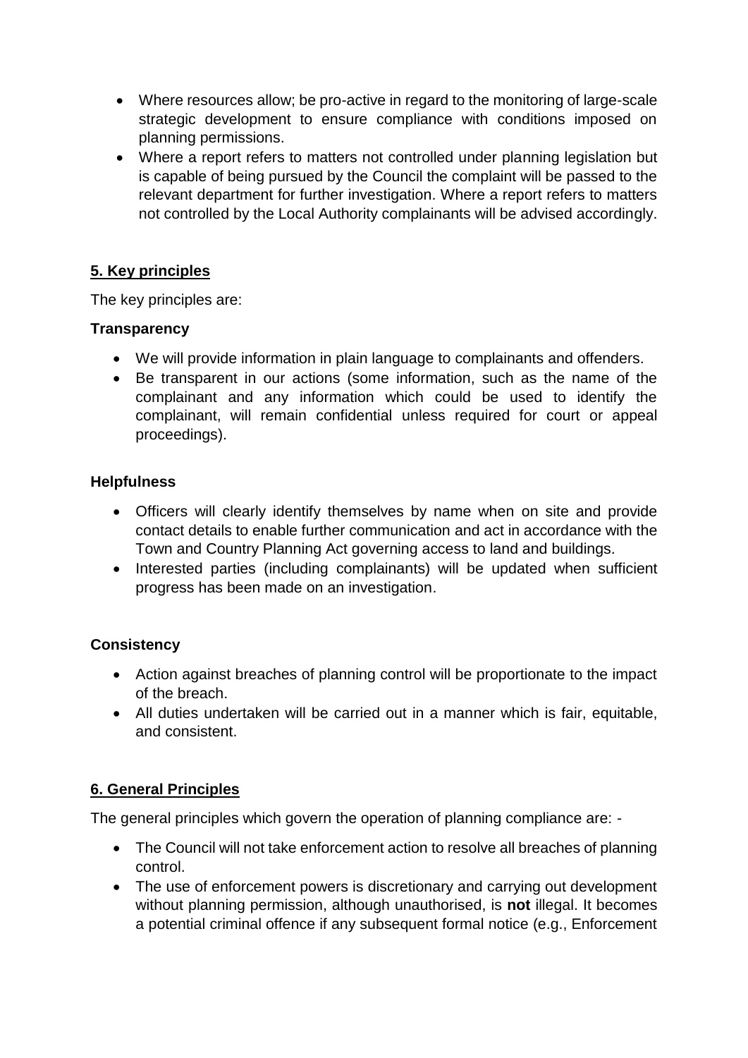- Where resources allow; be pro-active in regard to the monitoring of large-scale strategic development to ensure compliance with conditions imposed on planning permissions.
- Where a report refers to matters not controlled under planning legislation but is capable of being pursued by the Council the complaint will be passed to the relevant department for further investigation. Where a report refers to matters not controlled by the Local Authority complainants will be advised accordingly.

## 5. Key principles

The key principles are:

### Transparency

- We will provide information in plain language to complainants and offenders.
- Be transparent in our actions (some information, such as the name of the complainant and any information which could be used to identify the complainant, will remain confidential unless required for court or appeal proceedings).

### Helpfulness

- Officers will clearly identify themselves by name when on site and provide contact details to enable further communication and act in accordance with the Town and Country Planning Act governing access to land and buildings.
- Interested parties (including complainants) will be updated when sufficient progress has been made on an investigation.

### Consistency

- Action against breaches of planning control will be proportionate to the impact of the breach.
- All duties undertaken will be carried out in a manner which is fair, equitable, and consistent.

## 6. General Principles

The general principles which govern the operation of planning compliance are: -

- The Council will not take enforcement action to resolve all breaches of planning control.
- The use of enforcement powers is discretionary and carrying out development without planning permission, although unauthorised, is **not** illegal. It becomes a potential criminal offence if any subsequent formal notice (e.g., Enforcement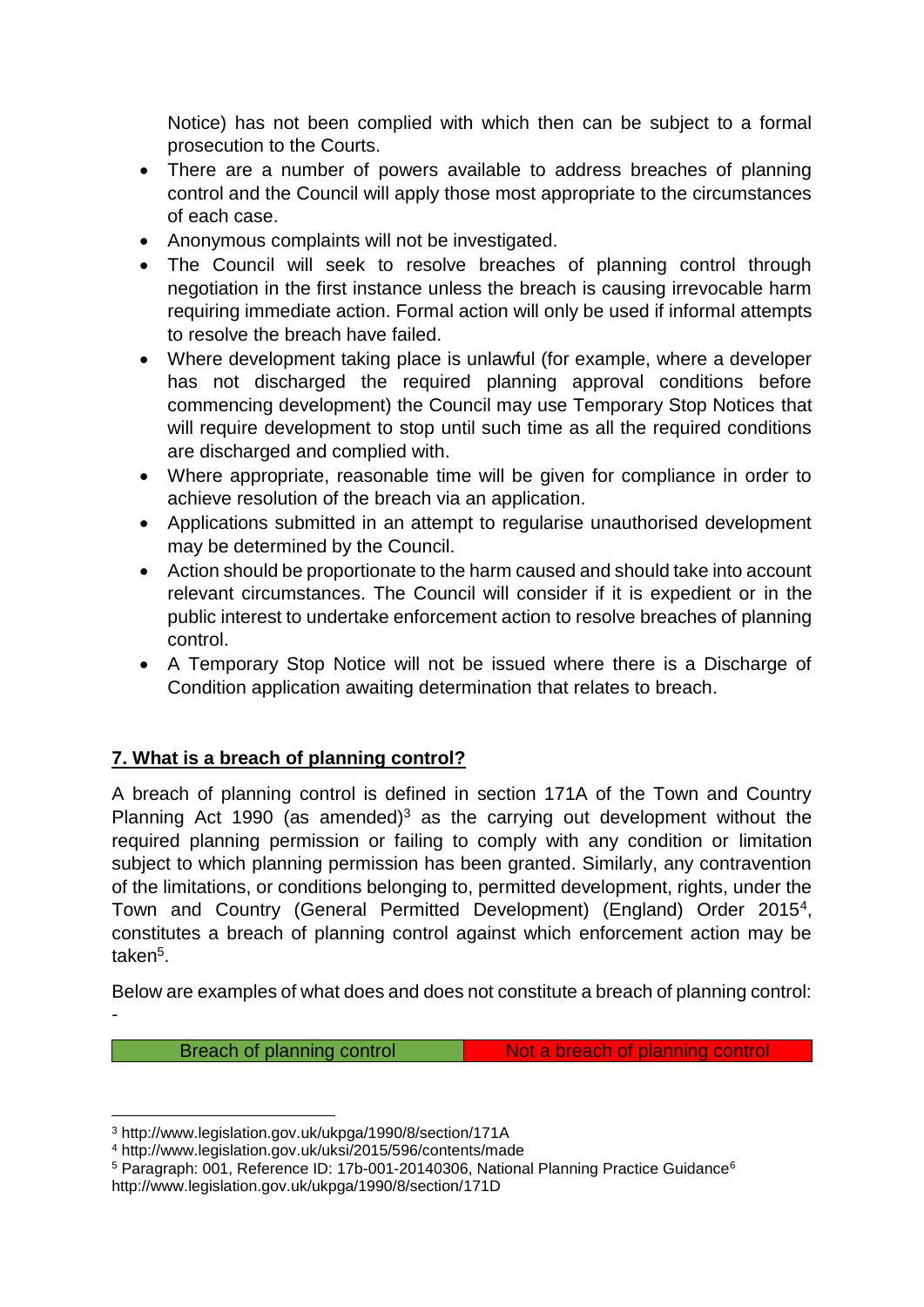Notice) has not been complied with which then can be subject to a formal prosecution to the Courts.

- There are a number of powers available to address breaches of planning control and the Council will apply those most appropriate to the circumstances of each case.
- Anonymous complaints will not be investigated.
- The Council will seek to resolve breaches of planning control through negotiation in the first instance unless the breach is causing irrevocable harm requiring immediate action. Formal action will only be used if informal attempts to resolve the breach have failed.
- Where development taking place is unlawful (for example, where a developer has not discharged the required planning approval conditions before commencing development) the Council may use Temporary Stop Notices that will require development to stop until such time as all the required conditions are discharged and complied with.
- Where appropriate, reasonable time will be given for compliance in order to achieve resolution of the breach via an application.
- Applications submitted in an attempt to regularise unauthorised development may be determined by the Council.
- Action should be proportionate to the harm caused and should take into account relevant circumstances. The Council will consider if it is expedient or in the public interest to undertake enforcement action to resolve breaches of planning control.
- A Temporary Stop Notice will not be issued where there is a Discharge of Condition application awaiting determination that relates to breach.

## 7. What is a breach of planning control?

A breach of planning control is defined in section 171A of the Town and Country Planning Act 1990 (as amended)[3] as the carrying out development without the required planning permission or failing to comply with any condition or limitation subject to which planning permission has been granted. Similarly, any contravention of the limitations, or conditions belonging to, permitted development, rights, under the Town and Country (General Permitted Development) (England) Order 2015[4], constitutes a breach of planning control against which enforcement action may be taken[5].

Below are examples of what does and does not constitute a breach of planning control: -

| Breach of planning control | Not a breach of planning control |
|---|---|

[3] http://www.legislation.gov.uk/ukpga/1990/8/section/171A
[4] http://www.legislation.gov.uk/uksi/2015/596/contents/made
[5] Paragraph: 001, Reference ID: 17b-001-20140306, National Planning Practice Guidance[6] http://www.legislation.gov.uk/ukpga/1990/8/section/171D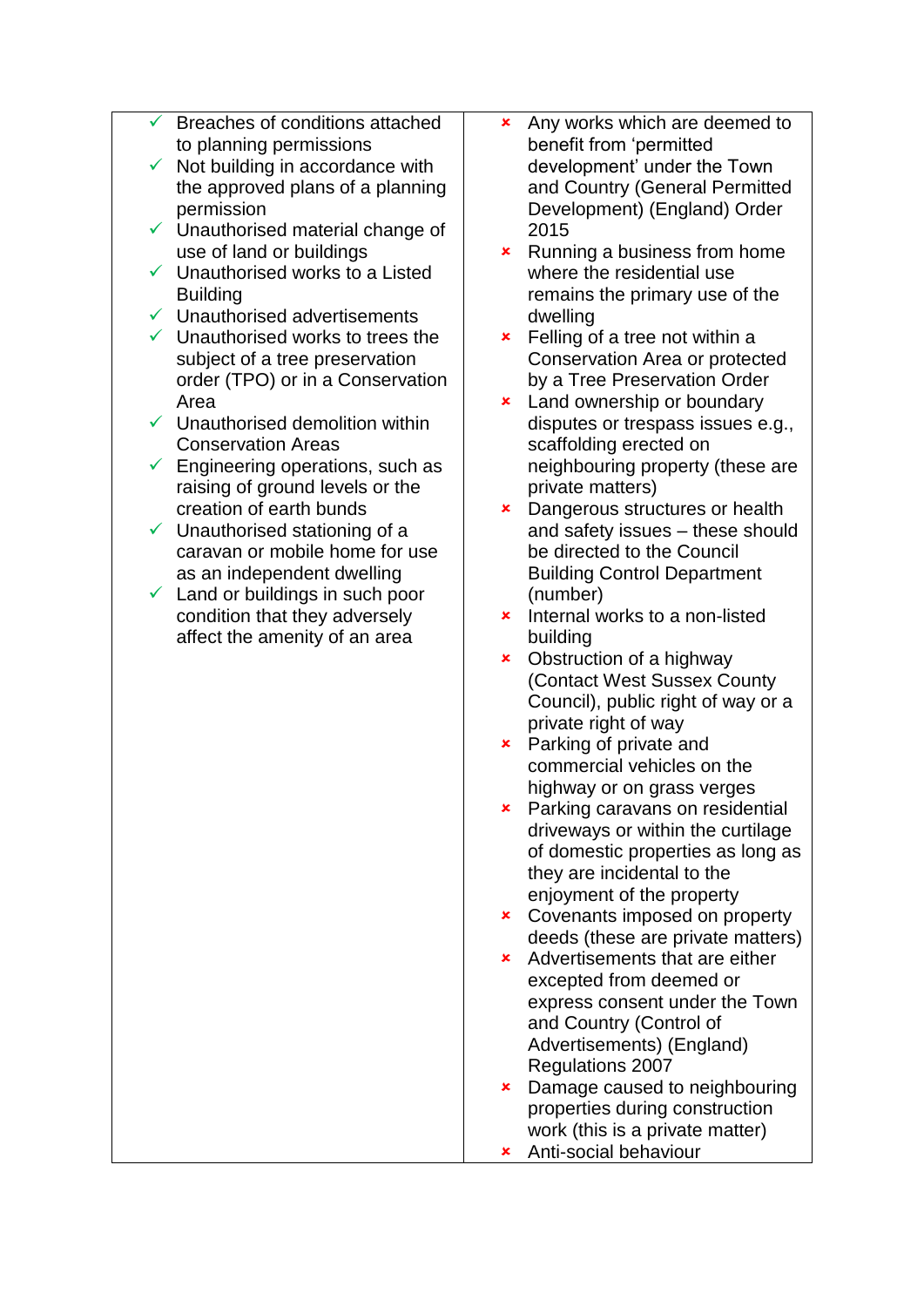| | |
|---|---|
| ✓ Breaches of conditions attached to planning permissions<br>✓ Not building in accordance with the approved plans of a planning permission<br>✓ Unauthorised material change of use of land or buildings<br>✓ Unauthorised works to a Listed Building<br>✓ Unauthorised advertisements<br>✓ Unauthorised works to trees the subject of a tree preservation order (TPO) or in a Conservation Area<br>✓ Unauthorised demolition within Conservation Areas<br>✓ Engineering operations, such as raising of ground levels or the creation of earth bunds<br>✓ Unauthorised stationing of a caravan or mobile home for use as an independent dwelling<br>✓ Land or buildings in such poor condition that they adversely affect the amenity of an area | ✗ Any works which are deemed to benefit from 'permitted development' under the Town and Country (General Permitted Development) (England) Order 2015<br>✗ Running a business from home where the residential use remains the primary use of the dwelling<br>✗ Felling of a tree not within a Conservation Area or protected by a Tree Preservation Order<br>✗ Land ownership or boundary disputes or trespass issues e.g., scaffolding erected on neighbouring property (these are private matters)<br>✗ Dangerous structures or health and safety issues – these should be directed to the Council Building Control Department (number)<br>✗ Internal works to a non-listed building<br>✗ Obstruction of a highway (Contact West Sussex County Council), public right of way or a private right of way<br>✗ Parking of private and commercial vehicles on the highway or on grass verges<br>✗ Parking caravans on residential driveways or within the curtilage of domestic properties as long as they are incidental to the enjoyment of the property<br>✗ Covenants imposed on property deeds (these are private matters)<br>✗ Advertisements that are either excepted from deemed or express consent under the Town and Country (Control of Advertisements) (England) Regulations 2007<br>✗ Damage caused to neighbouring properties during construction work (this is a private matter)<br>✗ Anti-social behaviour |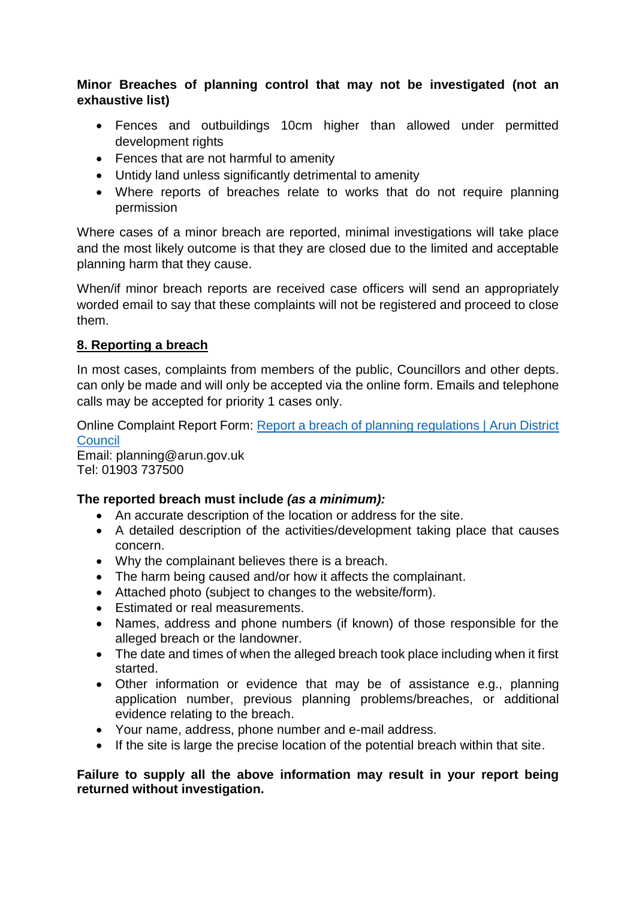**Minor Breaches of planning control that may not be investigated (not an exhaustive list)**

- Fences and outbuildings 10cm higher than allowed under permitted development rights
- Fences that are not harmful to amenity
- Untidy land unless significantly detrimental to amenity
- Where reports of breaches relate to works that do not require planning permission

Where cases of a minor breach are reported, minimal investigations will take place and the most likely outcome is that they are closed due to the limited and acceptable planning harm that they cause.

When/if minor breach reports are received case officers will send an appropriately worded email to say that these complaints will not be registered and proceed to close them.

## 8. Reporting a breach

In most cases, complaints from members of the public, Councillors and other depts. can only be made and will only be accepted via the online form. Emails and telephone calls may be accepted for priority 1 cases only.

Online Complaint Report Form: [Report a breach of planning regulations | Arun District Council]()
Email: planning@arun.gov.uk
Tel: 01903 737500

**The reported breach must include *(as a minimum):***

- An accurate description of the location or address for the site.
- A detailed description of the activities/development taking place that causes concern.
- Why the complainant believes there is a breach.
- The harm being caused and/or how it affects the complainant.
- Attached photo (subject to changes to the website/form).
- Estimated or real measurements.
- Names, address and phone numbers (if known) of those responsible for the alleged breach or the landowner.
- The date and times of when the alleged breach took place including when it first started.
- Other information or evidence that may be of assistance e.g., planning application number, previous planning problems/breaches, or additional evidence relating to the breach.
- Your name, address, phone number and e-mail address.
- If the site is large the precise location of the potential breach within that site.

**Failure to supply all the above information may result in your report being returned without investigation.**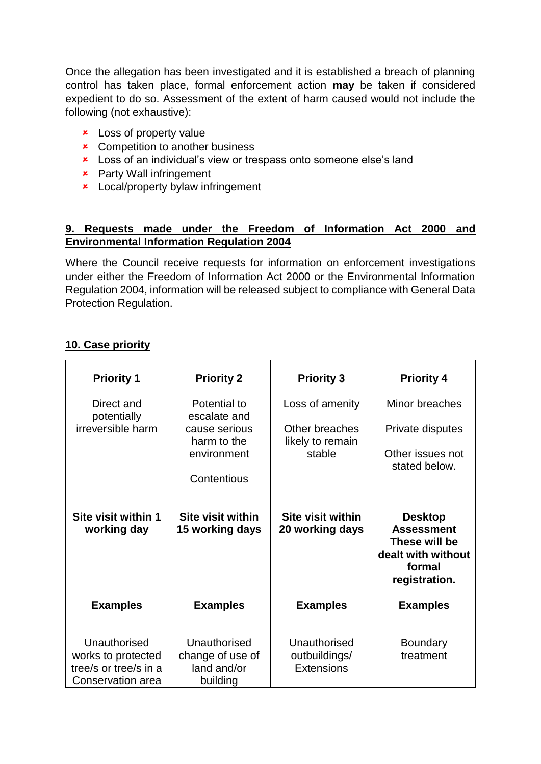Once the allegation has been investigated and it is established a breach of planning control has taken place, formal enforcement action **may** be taken if considered expedient to do so. Assessment of the extent of harm caused would not include the following (not exhaustive):

- Loss of property value
- Competition to another business
- Loss of an individual's view or trespass onto someone else's land
- Party Wall infringement
- Local/property bylaw infringement

## 9. Requests made under the Freedom of Information Act 2000 and Environmental Information Regulation 2004

Where the Council receive requests for information on enforcement investigations under either the Freedom of Information Act 2000 or the Environmental Information Regulation 2004, information will be released subject to compliance with General Data Protection Regulation.

## 10. Case priority

| **Priority 1** | **Priority 2** | **Priority 3** | **Priority 4** |
|---|---|---|---|
| Direct and potentially irreversible harm | Potential to escalate and cause serious harm to the environment<br><br>Contentious | Loss of amenity<br><br>Other breaches likely to remain stable | Minor breaches<br><br>Private disputes<br><br>Other issues not stated below. |
| **Site visit within 1 working day** | **Site visit within 15 working days** | **Site visit within 20 working days** | **Desktop Assessment These will be dealt with without formal registration.** |
| **Examples** | **Examples** | **Examples** | **Examples** |
| Unauthorised works to protected tree/s or tree/s in a Conservation area | Unauthorised change of use of land and/or building | Unauthorised outbuildings/ Extensions | Boundary treatment |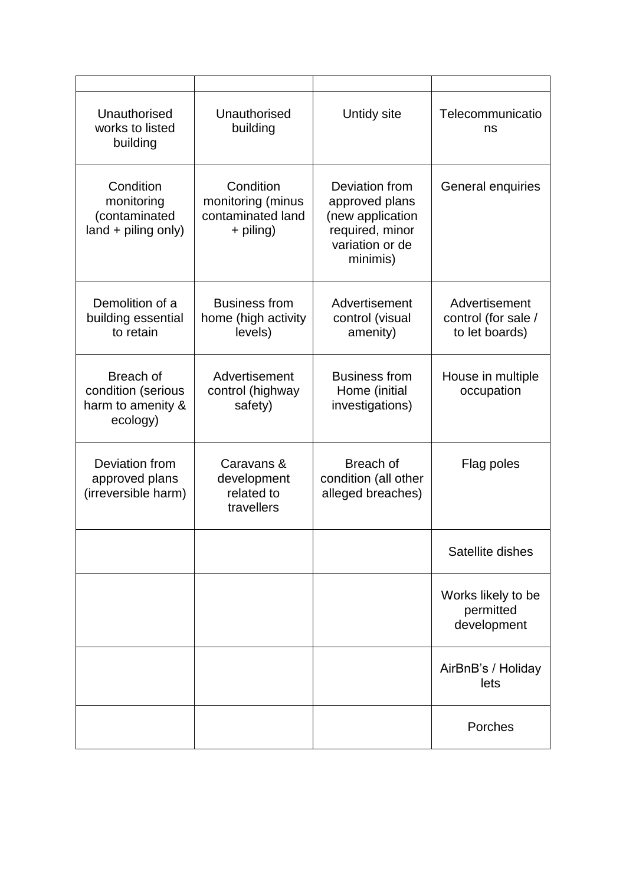| | | | |
|---|---|---|---|
| Unauthorised works to listed building | Unauthorised building | Untidy site | Telecommunications |
| Condition monitoring (contaminated land + piling only) | Condition monitoring (minus contaminated land + piling) | Deviation from approved plans (new application required, minor variation or de minimis) | General enquiries |
| Demolition of a building essential to retain | Business from home (high activity levels) | Advertisement control (visual amenity) | Advertisement control (for sale / to let boards) |
| Breach of condition (serious harm to amenity & ecology) | Advertisement control (highway safety) | Business from Home (initial investigations) | House in multiple occupation |
| Deviation from approved plans (irreversible harm) | Caravans & development related to travellers | Breach of condition (all other alleged breaches) | Flag poles |
| | | | Satellite dishes |
| | | | Works likely to be permitted development |
| | | | AirBnB's / Holiday lets |
| | | | Porches |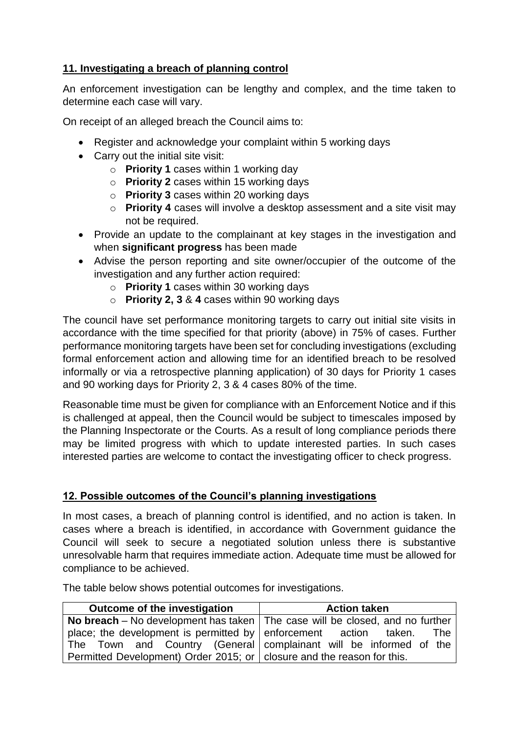## 11. Investigating a breach of planning control

An enforcement investigation can be lengthy and complex, and the time taken to determine each case will vary.

On receipt of an alleged breach the Council aims to:

- Register and acknowledge your complaint within 5 working days
- Carry out the initial site visit:
    - **Priority 1** cases within 1 working day
    - **Priority 2** cases within 15 working days
    - **Priority 3** cases within 20 working days
    - **Priority 4** cases will involve a desktop assessment and a site visit may not be required.
- Provide an update to the complainant at key stages in the investigation and when **significant progress** has been made
- Advise the person reporting and site owner/occupier of the outcome of the investigation and any further action required:
    - **Priority 1** cases within 30 working days
    - **Priority 2, 3** & **4** cases within 90 working days

The council have set performance monitoring targets to carry out initial site visits in accordance with the time specified for that priority (above) in 75% of cases. Further performance monitoring targets have been set for concluding investigations (excluding formal enforcement action and allowing time for an identified breach to be resolved informally or via a retrospective planning application) of 30 days for Priority 1 cases and 90 working days for Priority 2, 3 & 4 cases 80% of the time.

Reasonable time must be given for compliance with an Enforcement Notice and if this is challenged at appeal, then the Council would be subject to timescales imposed by the Planning Inspectorate or the Courts. As a result of long compliance periods there may be limited progress with which to update interested parties. In such cases interested parties are welcome to contact the investigating officer to check progress.

## 12. Possible outcomes of the Council's planning investigations

In most cases, a breach of planning control is identified, and no action is taken. In cases where a breach is identified, in accordance with Government guidance the Council will seek to secure a negotiated solution unless there is substantive unresolvable harm that requires immediate action. Adequate time must be allowed for compliance to be achieved.

The table below shows potential outcomes for investigations.

| Outcome of the investigation | Action taken |
|---|---|
| **No breach** – No development has taken place; the development is permitted by The Town and Country (General Permitted Development) Order 2015; or | The case will be closed, and no further enforcement action taken. The complainant will be informed of the closure and the reason for this. |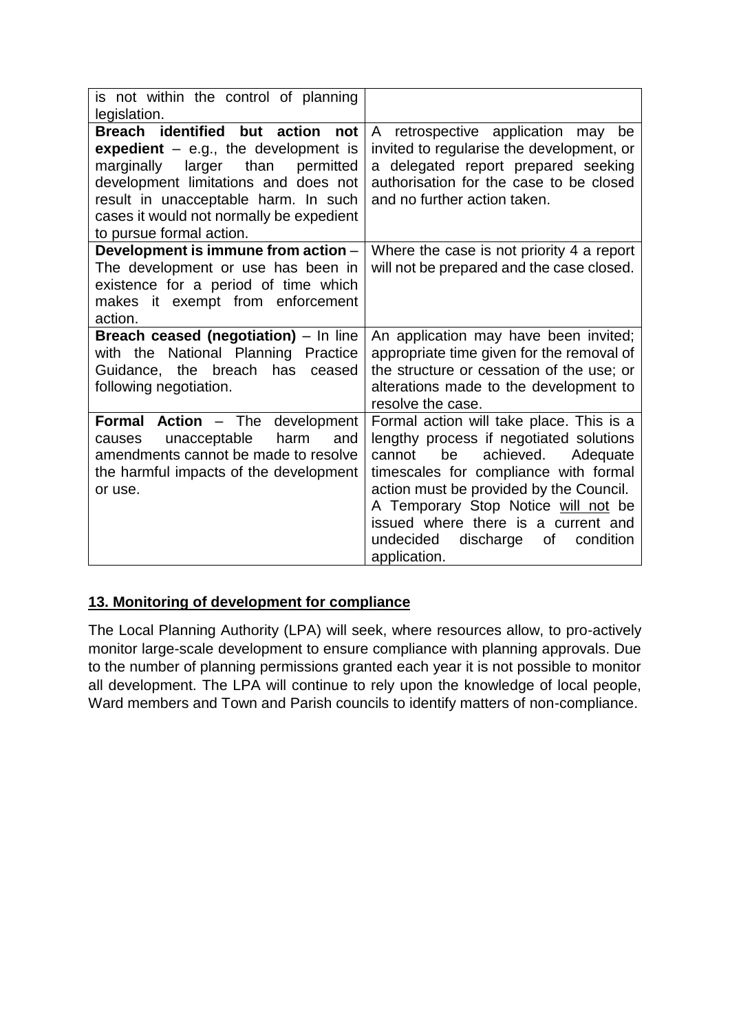| | |
|---|---|
| is not within the control of planning legislation. | |
| **Breach identified but action not expedient** – e.g., the development is marginally larger than permitted development limitations and does not result in unacceptable harm. In such cases it would not normally be expedient to pursue formal action. | A retrospective application may be invited to regularise the development, or a delegated report prepared seeking authorisation for the case to be closed and no further action taken. |
| **Development is immune from action** – The development or use has been in existence for a period of time which makes it exempt from enforcement action. | Where the case is not priority 4 a report will not be prepared and the case closed. |
| **Breach ceased (negotiation)** – In line with the National Planning Practice Guidance, the breach has ceased following negotiation. | An application may have been invited; appropriate time given for the removal of the structure or cessation of the use; or alterations made to the development to resolve the case. |
| **Formal Action** – The development causes unacceptable harm and amendments cannot be made to resolve the harmful impacts of the development or use. | Formal action will take place. This is a lengthy process if negotiated solutions cannot be achieved. Adequate timescales for compliance with formal action must be provided by the Council. A Temporary Stop Notice <u>will not</u> be issued where there is a current and undecided discharge of condition application. |

## 13. Monitoring of development for compliance

The Local Planning Authority (LPA) will seek, where resources allow, to pro-actively monitor large-scale development to ensure compliance with planning approvals. Due to the number of planning permissions granted each year it is not possible to monitor all development. The LPA will continue to rely upon the knowledge of local people, Ward members and Town and Parish councils to identify matters of non-compliance.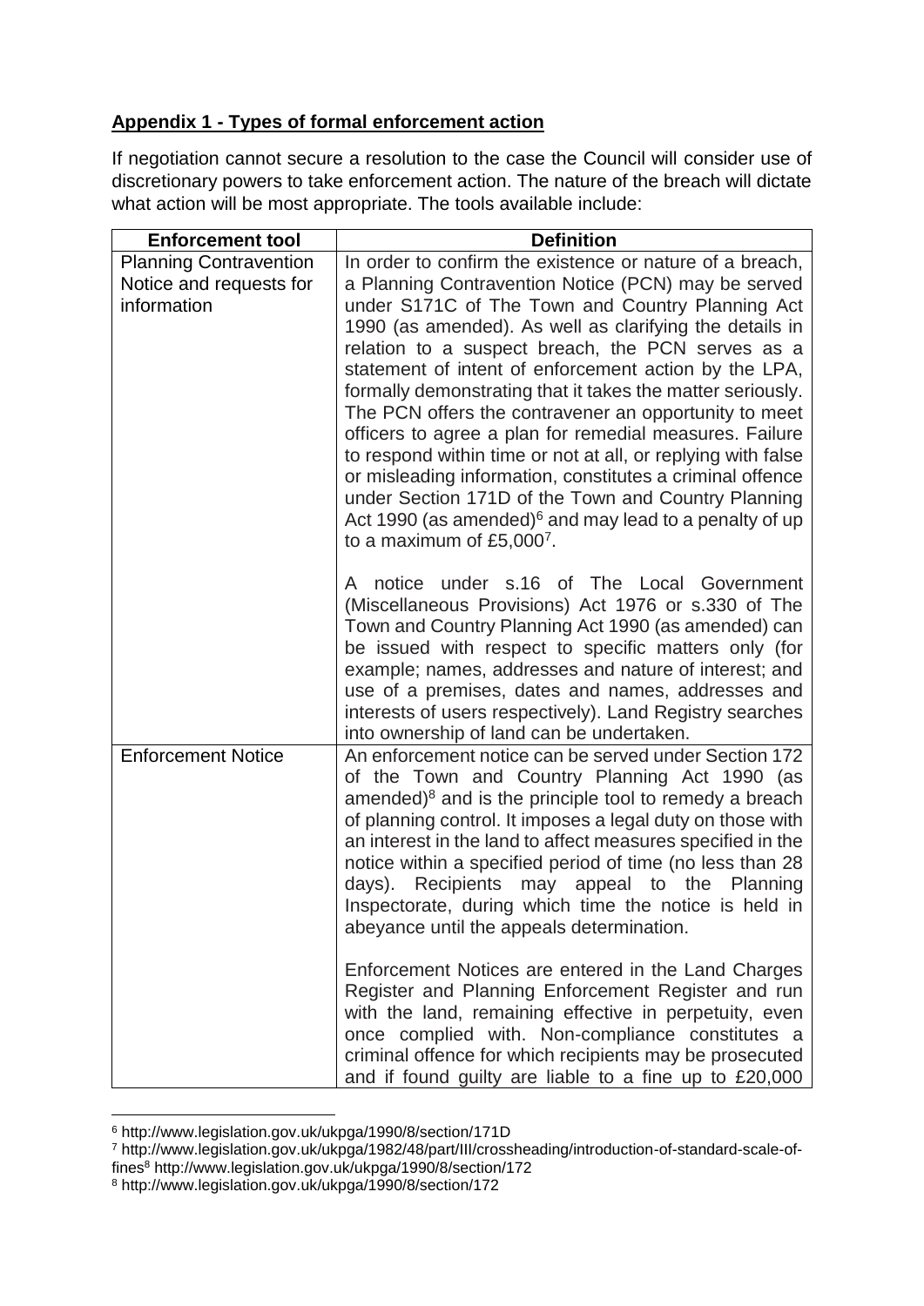## Appendix 1 - Types of formal enforcement action

If negotiation cannot secure a resolution to the case the Council will consider use of discretionary powers to take enforcement action. The nature of the breach will dictate what action will be most appropriate. The tools available include:

| Enforcement tool | Definition |
|---|---|
| Planning Contravention Notice and requests for information | In order to confirm the existence or nature of a breach, a Planning Contravention Notice (PCN) may be served under S171C of The Town and Country Planning Act 1990 (as amended). As well as clarifying the details in relation to a suspect breach, the PCN serves as a statement of intent of enforcement action by the LPA, formally demonstrating that it takes the matter seriously. The PCN offers the contravener an opportunity to meet officers to agree a plan for remedial measures. Failure to respond within time or not at all, or replying with false or misleading information, constitutes a criminal offence under Section 171D of the Town and Country Planning Act 1990 (as amended)[6] and may lead to a penalty of up to a maximum of £5,000[7].<br><br>A notice under s.16 of The Local Government (Miscellaneous Provisions) Act 1976 or s.330 of The Town and Country Planning Act 1990 (as amended) can be issued with respect to specific matters only (for example; names, addresses and nature of interest; and use of a premises, dates and names, addresses and interests of users respectively). Land Registry searches into ownership of land can be undertaken. |
| Enforcement Notice | An enforcement notice can be served under Section 172 of the Town and Country Planning Act 1990 (as amended)[8] and is the principle tool to remedy a breach of planning control. It imposes a legal duty on those with an interest in the land to affect measures specified in the notice within a specified period of time (no less than 28 days). Recipients may appeal to the Planning Inspectorate, during which time the notice is held in abeyance until the appeals determination.<br><br>Enforcement Notices are entered in the Land Charges Register and Planning Enforcement Register and run with the land, remaining effective in perpetuity, even once complied with. Non-compliance constitutes a criminal offence for which recipients may be prosecuted and if found guilty are liable to a fine up to £20,000 |

[6] http://www.legislation.gov.uk/ukpga/1990/8/section/171D

[7] http://www.legislation.gov.uk/ukpga/1982/48/part/III/crossheading/introduction-of-standard-scale-of-fines[8] http://www.legislation.gov.uk/ukpga/1990/8/section/172

[8] http://www.legislation.gov.uk/ukpga/1990/8/section/172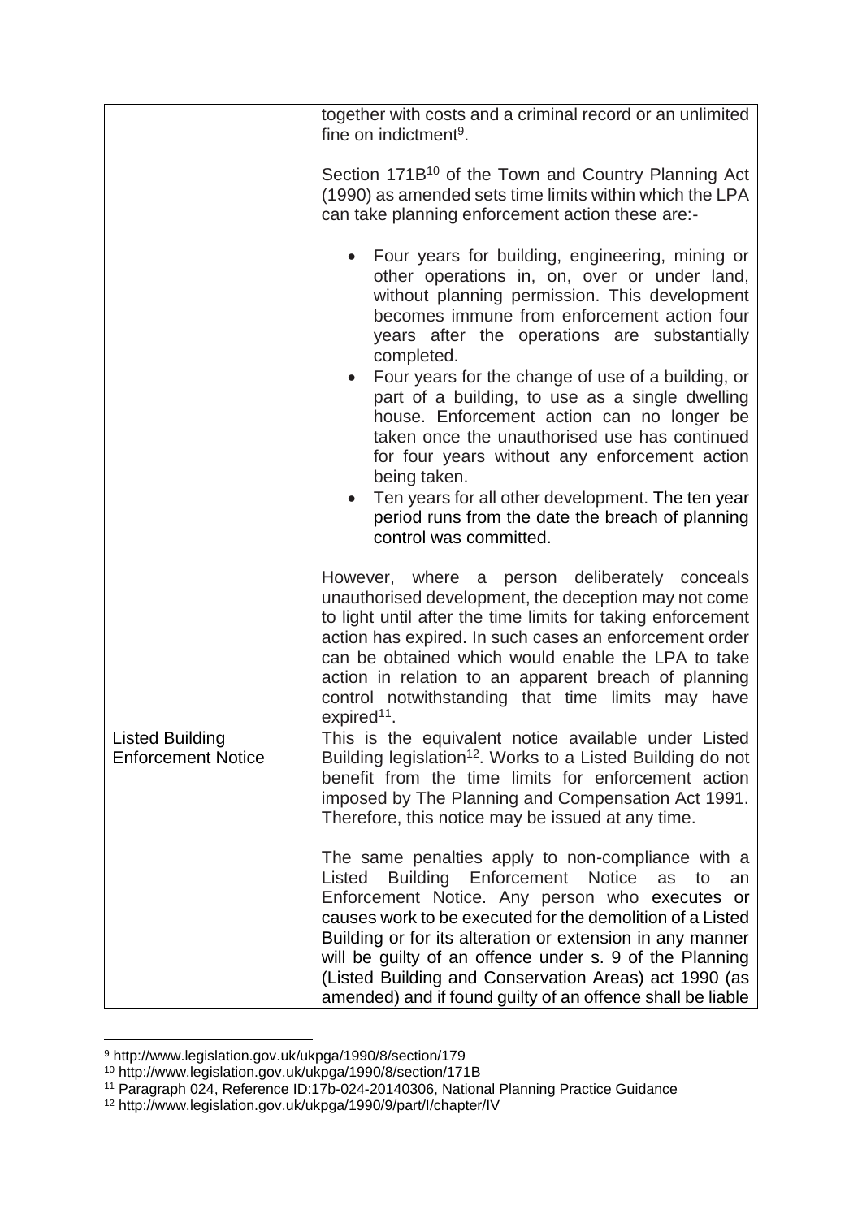| | |
|---|---|
| | together with costs and a criminal record or an unlimited fine on indictment[9].<br><br>Section 171B[10] of the Town and Country Planning Act (1990) as amended sets time limits within which the LPA can take planning enforcement action these are:-<br><br>• Four years for building, engineering, mining or other operations in, on, over or under land, without planning permission. This development becomes immune from enforcement action four years after the operations are substantially completed.<br>• Four years for the change of use of a building, or part of a building, to use as a single dwelling house. Enforcement action can no longer be taken once the unauthorised use has continued for four years without any enforcement action being taken.<br>• Ten years for all other development. The ten year period runs from the date the breach of planning control was committed.<br><br>However, where a person deliberately conceals unauthorised development, the deception may not come to light until after the time limits for taking enforcement action has expired. In such cases an enforcement order can be obtained which would enable the LPA to take action in relation to an apparent breach of planning control notwithstanding that time limits may have expired[11]. |
| Listed Building Enforcement Notice | This is the equivalent notice available under Listed Building legislation[12]. Works to a Listed Building do not benefit from the time limits for enforcement action imposed by The Planning and Compensation Act 1991. Therefore, this notice may be issued at any time.<br><br>The same penalties apply to non-compliance with a Listed Building Enforcement Notice as to an Enforcement Notice. Any person who executes or causes work to be executed for the demolition of a Listed Building or for its alteration or extension in any manner will be guilty of an offence under s. 9 of the Planning (Listed Building and Conservation Areas) act 1990 (as amended) and if found guilty of an offence shall be liable |

[9] http://www.legislation.gov.uk/ukpga/1990/8/section/179
[10] http://www.legislation.gov.uk/ukpga/1990/8/section/171B
[11] Paragraph 024, Reference ID:17b-024-20140306, National Planning Practice Guidance
[12] http://www.legislation.gov.uk/ukpga/1990/9/part/I/chapter/IV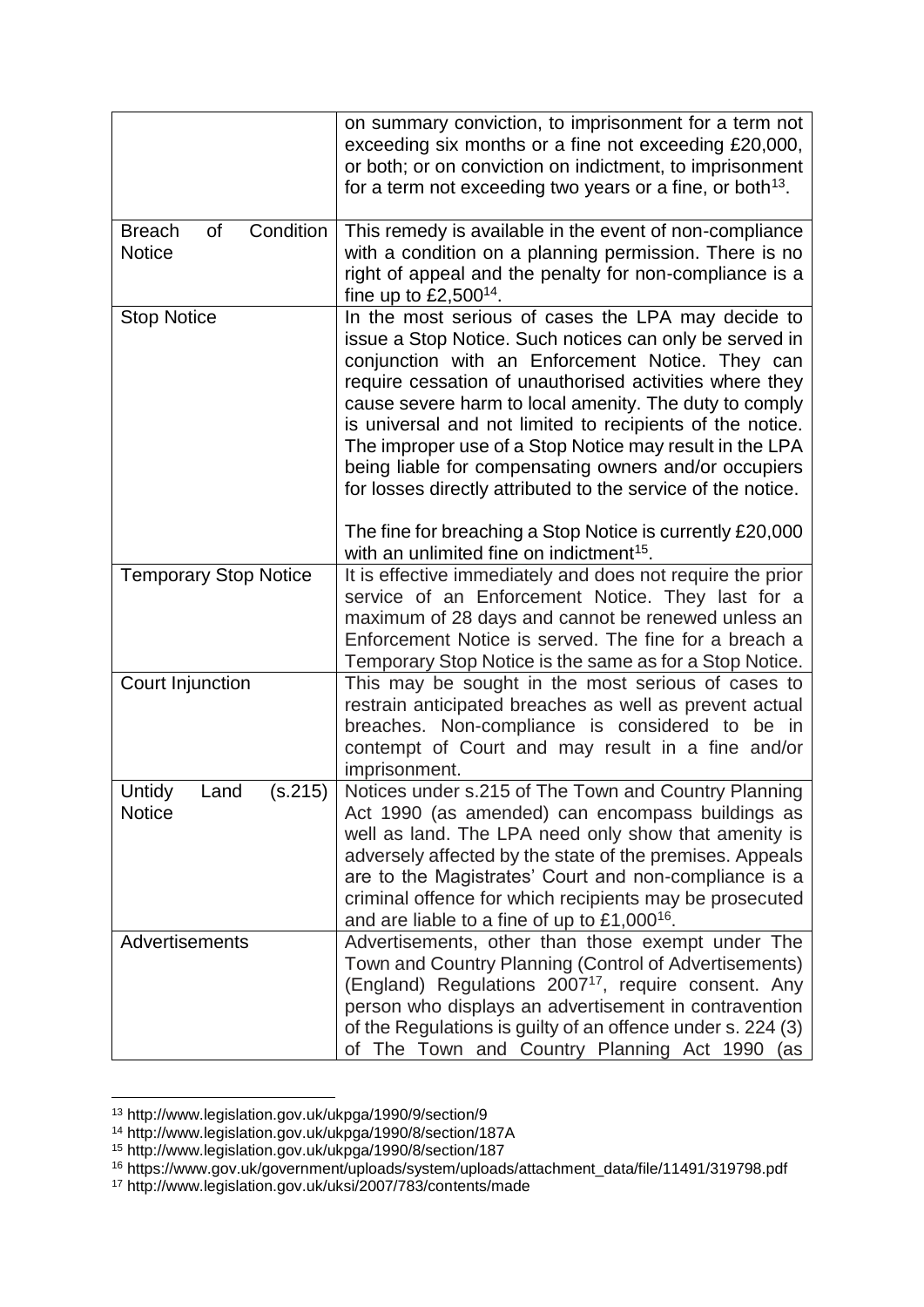| | |
|---|---|
| | on summary conviction, to imprisonment for a term not exceeding six months or a fine not exceeding £20,000, or both; or on conviction on indictment, to imprisonment for a term not exceeding two years or a fine, or both[13]. |
| Breach of Condition Notice | This remedy is available in the event of non-compliance with a condition on a planning permission. There is no right of appeal and the penalty for non-compliance is a fine up to £2,500[14]. |
| Stop Notice | In the most serious of cases the LPA may decide to issue a Stop Notice. Such notices can only be served in conjunction with an Enforcement Notice. They can require cessation of unauthorised activities where they cause severe harm to local amenity. The duty to comply is universal and not limited to recipients of the notice. The improper use of a Stop Notice may result in the LPA being liable for compensating owners and/or occupiers for losses directly attributed to the service of the notice.<br><br>The fine for breaching a Stop Notice is currently £20,000 with an unlimited fine on indictment[15]. |
| Temporary Stop Notice | It is effective immediately and does not require the prior service of an Enforcement Notice. They last for a maximum of 28 days and cannot be renewed unless an Enforcement Notice is served. The fine for a breach a Temporary Stop Notice is the same as for a Stop Notice. |
| Court Injunction | This may be sought in the most serious of cases to restrain anticipated breaches as well as prevent actual breaches. Non-compliance is considered to be in contempt of Court and may result in a fine and/or imprisonment. |
| Untidy Land (s.215) Notice | Notices under s.215 of The Town and Country Planning Act 1990 (as amended) can encompass buildings as well as land. The LPA need only show that amenity is adversely affected by the state of the premises. Appeals are to the Magistrates' Court and non-compliance is a criminal offence for which recipients may be prosecuted and are liable to a fine of up to £1,000[16]. |
| Advertisements | Advertisements, other than those exempt under The Town and Country Planning (Control of Advertisements) (England) Regulations 2007[17], require consent. Any person who displays an advertisement in contravention of the Regulations is guilty of an offence under s. 224 (3) of The Town and Country Planning Act 1990 (as |

[13] http://www.legislation.gov.uk/ukpga/1990/9/section/9

[14] http://www.legislation.gov.uk/ukpga/1990/8/section/187A

[15] http://www.legislation.gov.uk/ukpga/1990/8/section/187

[16] https://www.gov.uk/government/uploads/system/uploads/attachment_data/file/11491/319798.pdf

[17] http://www.legislation.gov.uk/uksi/2007/783/contents/made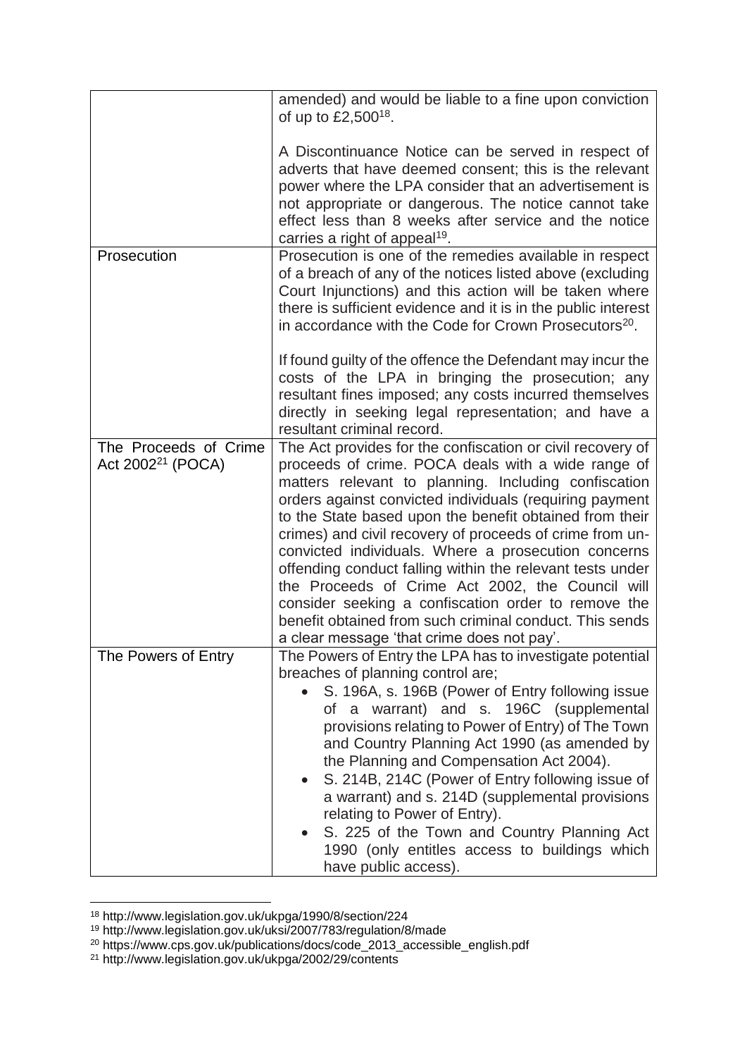| | |
|---|---|
| | amended) and would be liable to a fine upon conviction of up to £2,500[18].<br><br>A Discontinuance Notice can be served in respect of adverts that have deemed consent; this is the relevant power where the LPA consider that an advertisement is not appropriate or dangerous. The notice cannot take effect less than 8 weeks after service and the notice carries a right of appeal[19]. |
| Prosecution | Prosecution is one of the remedies available in respect of a breach of any of the notices listed above (excluding Court Injunctions) and this action will be taken where there is sufficient evidence and it is in the public interest in accordance with the Code for Crown Prosecutors[20].<br><br>If found guilty of the offence the Defendant may incur the costs of the LPA in bringing the prosecution; any resultant fines imposed; any costs incurred themselves directly in seeking legal representation; and have a resultant criminal record. |
| The Proceeds of Crime Act 2002[21] (POCA) | The Act provides for the confiscation or civil recovery of proceeds of crime. POCA deals with a wide range of matters relevant to planning. Including confiscation orders against convicted individuals (requiring payment to the State based upon the benefit obtained from their crimes) and civil recovery of proceeds of crime from un-convicted individuals. Where a prosecution concerns offending conduct falling within the relevant tests under the Proceeds of Crime Act 2002, the Council will consider seeking a confiscation order to remove the benefit obtained from such criminal conduct. This sends a clear message 'that crime does not pay'. |
| The Powers of Entry | The Powers of Entry the LPA has to investigate potential breaches of planning control are;<br>• S. 196A, s. 196B (Power of Entry following issue of a warrant) and s. 196C (supplemental provisions relating to Power of Entry) of The Town and Country Planning Act 1990 (as amended by the Planning and Compensation Act 2004).<br>• S. 214B, 214C (Power of Entry following issue of a warrant) and s. 214D (supplemental provisions relating to Power of Entry).<br>• S. 225 of the Town and Country Planning Act 1990 (only entitles access to buildings which have public access). |

[18] http://www.legislation.gov.uk/ukpga/1990/8/section/224

[19] http://www.legislation.gov.uk/uksi/2007/783/regulation/8/made

[20] https://www.cps.gov.uk/publications/docs/code_2013_accessible_english.pdf

[21] http://www.legislation.gov.uk/ukpga/2002/29/contents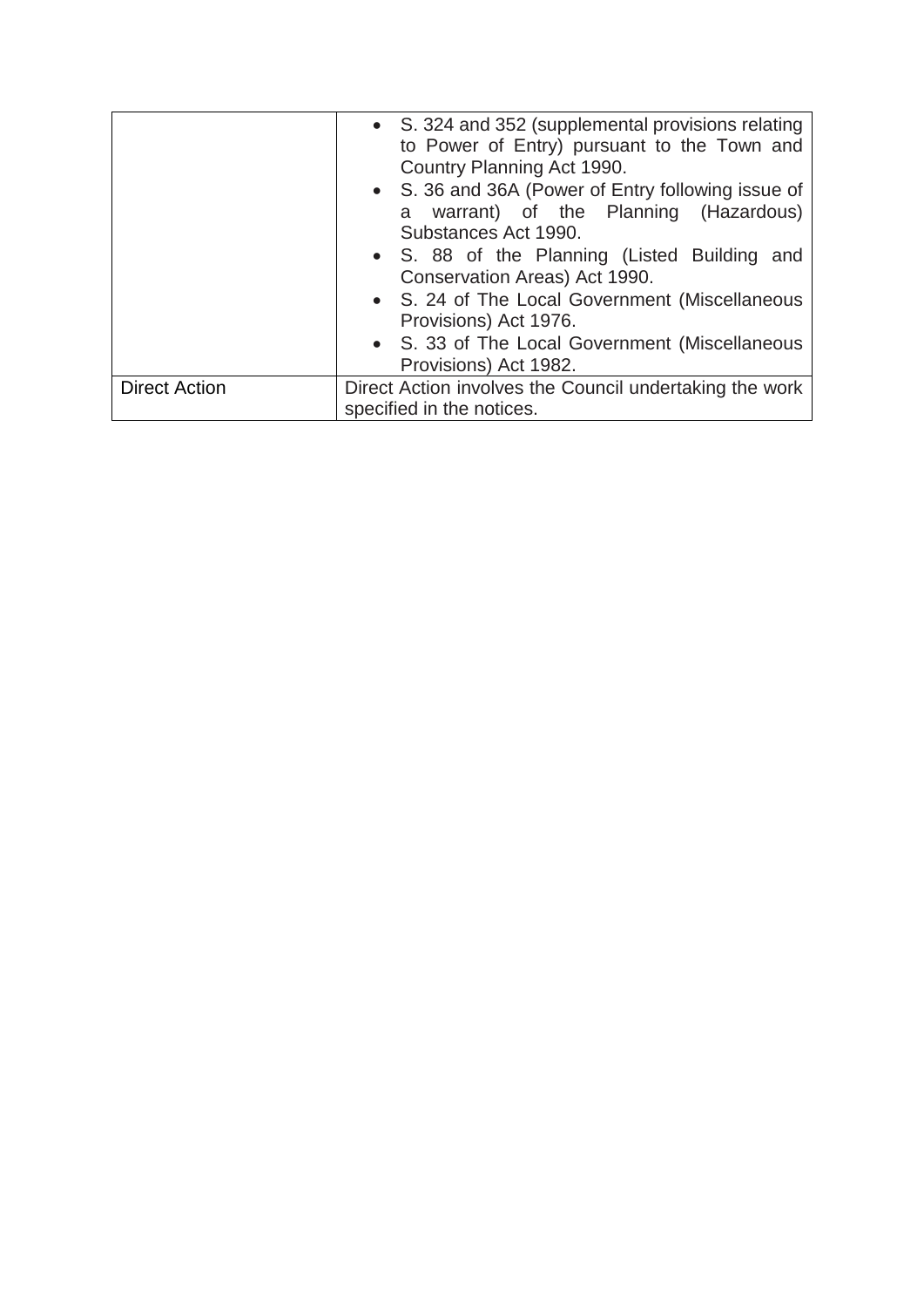| | |
|---|---|
| | • S. 324 and 352 (supplemental provisions relating to Power of Entry) pursuant to the Town and Country Planning Act 1990.<br>• S. 36 and 36A (Power of Entry following issue of a warrant) of the Planning (Hazardous) Substances Act 1990.<br>• S. 88 of the Planning (Listed Building and Conservation Areas) Act 1990.<br>• S. 24 of The Local Government (Miscellaneous Provisions) Act 1976.<br>• S. 33 of The Local Government (Miscellaneous Provisions) Act 1982. |
| Direct Action | Direct Action involves the Council undertaking the work specified in the notices. |